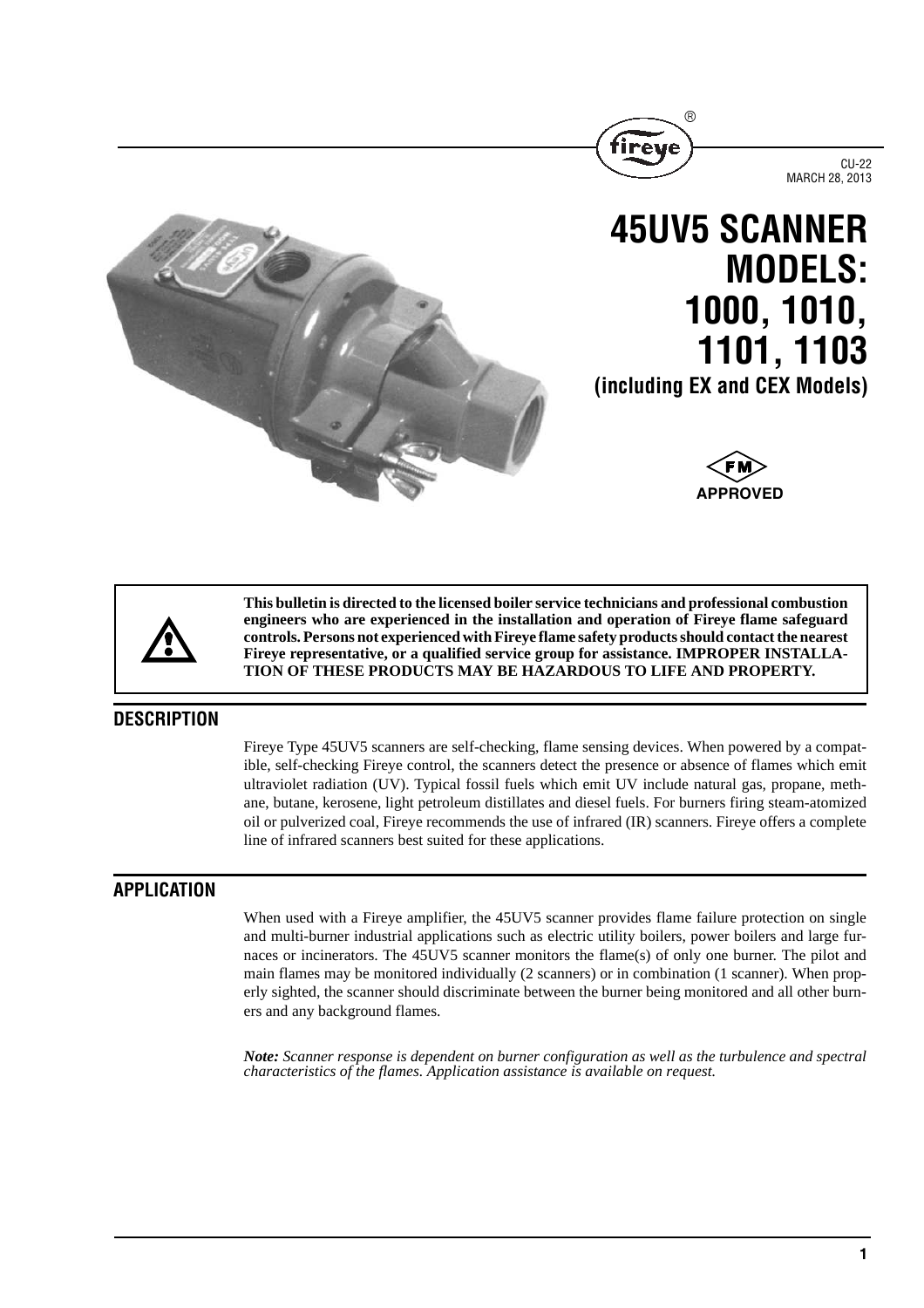# 45UV5 SCANNER MODELS: 1000, 1010, 1101, 1103

**(including EX and CEX Models)**

**FM APPROVED**

**This bulletin is directed to the licensed boiler service technicians and professional combustion engineers who are experienced in the installation and operation of Fireye flame safeguard controls. Persons not experienced with Fireye flame safety products should contact the nearest Fireye representative, or a qualified service group for assistance. IMPROPER INSTALLATION OF THESE PRODUCTS MAY BE HAZARDOUS TO LIFE AND PROPERTY.**

## DESCRIPTION

Fireye Type 45UV5 scanners are self-checking, flame sensing devices. When powered by a compatible, self-checking Fireye control, the scanners detect the presence or absence of flames which emit ultraviolet radiation (UV). Typical fossil fuels which emit UV include natural gas, propane, methane, butane, kerosene, light petroleum distillates and diesel fuels. For burners firing steam-atomized oil or pulverized coal, Fireye recommends the use of infrared (IR) scanners. Fireye offers a complete line of infrared scanners best suited for these applications.

## APPLICATION

When used with a Fireye amplifier, the 45UV5 scanner provides flame failure protection on single and multi-burner industrial applications such as electric utility boilers, power boilers and large furnaces or incinerators. The 45UV5 scanner monitors the flame(s) of only one burner. The pilot and main flames may be monitored individually (2 scanners) or in combination (1 scanner). When properly sighted, the scanner should discriminate between the burner being monitored and all other burners and any background flames.

***Note:*** *Scanner response is dependent on burner configuration as well as the turbulence and spectral characteristics of the flames. Application assistance is available on request.*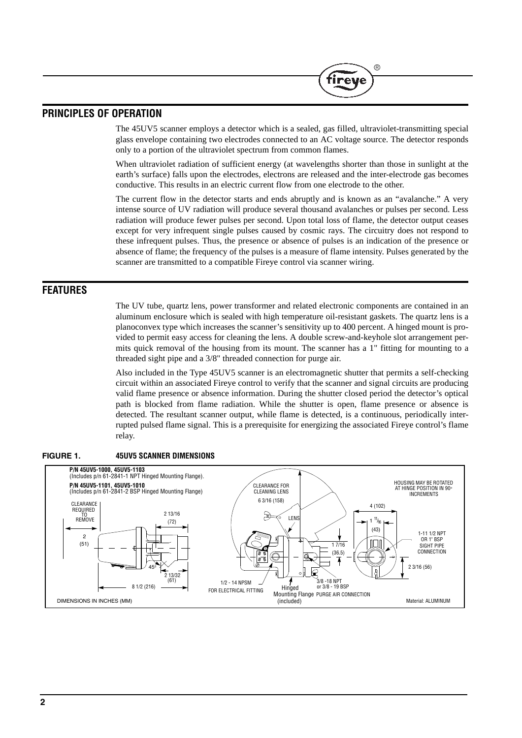## PRINCIPLES OF OPERATION

The 45UV5 scanner employs a detector which is a sealed, gas filled, ultraviolet-transmitting special glass envelope containing two electrodes connected to an AC voltage source. The detector responds only to a portion of the ultraviolet spectrum from common flames.

When ultraviolet radiation of sufficient energy (at wavelengths shorter than those in sunlight at the earth's surface) falls upon the electrodes, electrons are released and the inter-electrode gas becomes conductive. This results in an electric current flow from one electrode to the other.

The current flow in the detector starts and ends abruptly and is known as an "avalanche." A very intense source of UV radiation will produce several thousand avalanches or pulses per second. Less radiation will produce fewer pulses per second. Upon total loss of flame, the detector output ceases except for very infrequent single pulses caused by cosmic rays. The circuitry does not respond to these infrequent pulses. Thus, the presence or absence of pulses is an indication of the presence or absence of flame; the frequency of the pulses is a measure of flame intensity. Pulses generated by the scanner are transmitted to a compatible Fireye control via scanner wiring.

## FEATURES

The UV tube, quartz lens, power transformer and related electronic components are contained in an aluminum enclosure which is sealed with high temperature oil-resistant gaskets. The quartz lens is a planoconvex type which increases the scanner's sensitivity up to 400 percent. A hinged mount is provided to permit easy access for cleaning the lens. A double screw-and-keyhole slot arrangement permits quick removal of the housing from its mount. The scanner has a 1" fitting for mounting to a threaded sight pipe and a 3/8" threaded connection for purge air.

Also included in the Type 45UV5 scanner is an electromagnetic shutter that permits a self-checking circuit within an associated Fireye control to verify that the scanner and signal circuits are producing valid flame presence or absence information. During the shutter closed period the detector's optical path is blocked from flame radiation. While the shutter is open, flame presence or absence is detected. The resultant scanner output, while flame is detected, is a continuous, periodically interrupted pulsed flame signal. This is a prerequisite for energizing the associated Fireye control's flame relay.

**FIGURE 1. 45UV5 SCANNER DIMENSIONS**

**P/N 45UV5-1000, 45UV5-1103**
(Includes p/n 61-2841-1 NPT Hinged Mounting Flange).
**P/N 45UV5-1101, 45UV5-1010**
(Includes p/n 61-2841-2 BSP Hinged Mounting Flange)

CLEARANCE REQUIRED TO REMOVE 2 (51)
2 13/16 (72)
45°
2 13/32 (61)
8 1/2 (216)
CLEARANCE FOR CLEANING LENS 6 3/16 (158)
LENS
1/2 - 14 NPSM FOR ELECTRICAL FITTING
Hinged Mounting Flange (included)
3/8 -18 NPT or 3/8 - 19 BSP PURGE AIR CONNECTION
1 7/16 (36.5)
HOUSING MAY BE ROTATED AT HINGE POSITION IN 90° INCREMENTS
4 (102)
1 11/16 (43)
1-11 1/2 NPT OR 1" BSP SIGHT PIPE CONNECTION
2 3/16 (56)
DIMENSIONS IN INCHES (MM)
Material: ALUMINUM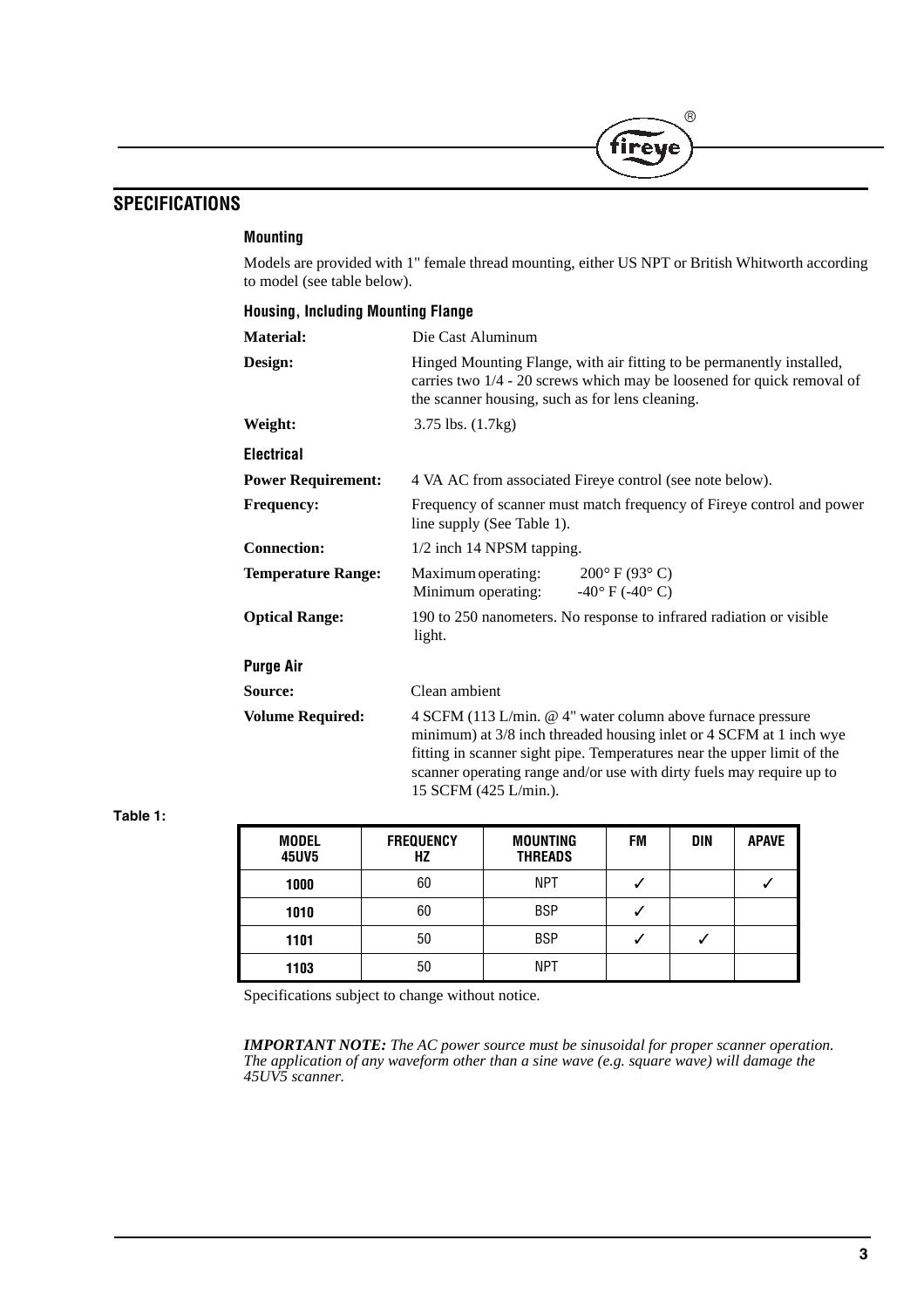## SPECIFICATIONS

### Mounting

Models are provided with 1" female thread mounting, either US NPT or British Whitworth according to model (see table below).

### Housing, Including Mounting Flange

**Material:** Die Cast Aluminum

**Design:** Hinged Mounting Flange, with air fitting to be permanently installed, carries two 1/4 - 20 screws which may be loosened for quick removal of the scanner housing, such as for lens cleaning.

**Weight:** 3.75 lbs. (1.7kg)

### Electrical

**Power Requirement:** 4 VA AC from associated Fireye control (see note below).

**Frequency:** Frequency of scanner must match frequency of Fireye control and power line supply (See Table 1).

**Connection:** 1/2 inch 14 NPSM tapping.

**Temperature Range:** Maximum operating: 200° F (93° C)
Minimum operating: -40° F (-40° C)

**Optical Range:** 190 to 250 nanometers. No response to infrared radiation or visible light.

### Purge Air

**Source:** Clean ambient

**Volume Required:** 4 SCFM (113 L/min. @ 4" water column above furnace pressure minimum) at 3/8 inch threaded housing inlet or 4 SCFM at 1 inch wye fitting in scanner sight pipe. Temperatures near the upper limit of the scanner operating range and/or use with dirty fuels may require up to 15 SCFM (425 L/min.).

**Table 1:**

| MODEL 45UV5 | FREQUENCY HZ | MOUNTING THREADS | FM | DIN | APAVE |
|---|---|---|---|---|---|
| **1000** | 60 | NPT | ✓ | | ✓ |
| **1010** | 60 | BSP | ✓ | | |
| **1101** | 50 | BSP | ✓ | ✓ | |
| **1103** | 50 | NPT | | | |

Specifications subject to change without notice.

***IMPORTANT NOTE:*** *The AC power source must be sinusoidal for proper scanner operation. The application of any waveform other than a sine wave (e.g. square wave) will damage the 45UV5 scanner.*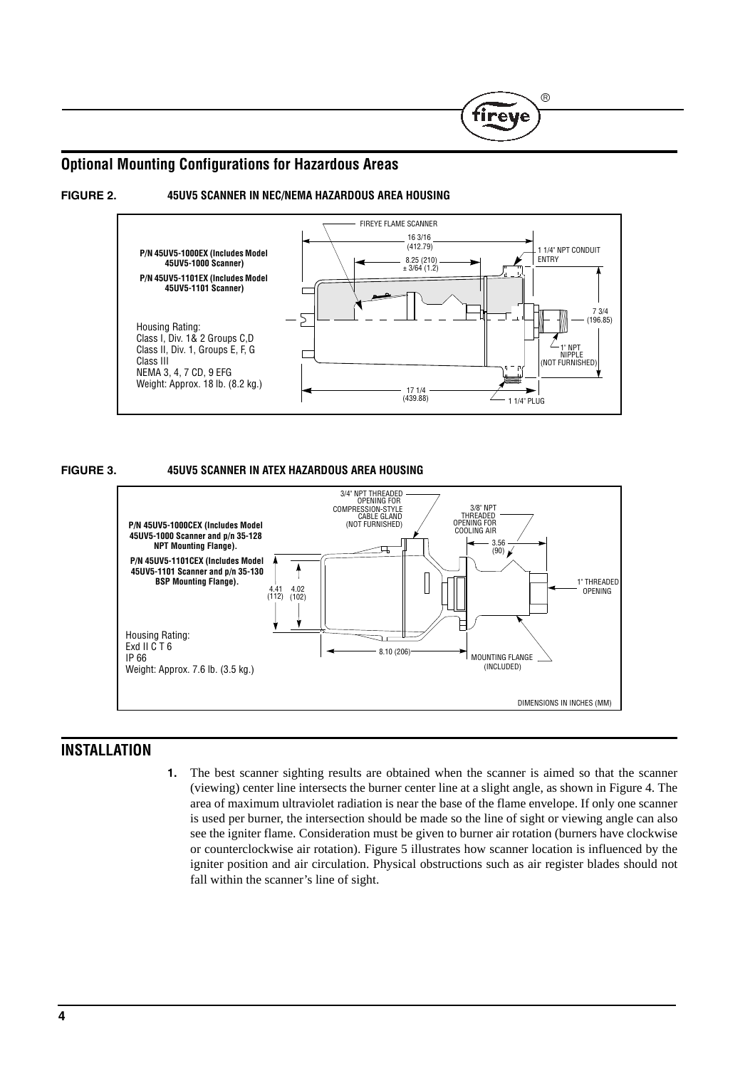## Optional Mounting Configurations for Hazardous Areas

**FIGURE 2. 45UV5 SCANNER IN NEC/NEMA HAZARDOUS AREA HOUSING**

**P/N 45UV5-1000EX (Includes Model 45UV5-1000 Scanner)**

**P/N 45UV5-1101EX (Includes Model 45UV5-1101 Scanner)**

Housing Rating:
Class I, Div. 1& 2 Groups C,D
Class II, Div. 1, Groups E, F, G
Class III
NEMA 3, 4, 7 CD, 9 EFG
Weight: Approx. 18 lb. (8.2 kg.)

FIREYE FLAME SCANNER
16 3/16 (412.79)
8.25 (210) ± 3/64 (1.2)
1 1/4" NPT CONDUIT ENTRY
7 3/4 (196.85)
1" NPT NIPPLE (NOT FURNISHED)
17 1/4 (439.88)
1 1/4" PLUG

**FIGURE 3. 45UV5 SCANNER IN ATEX HAZARDOUS AREA HOUSING**

**P/N 45UV5-1000CEX (Includes Model 45UV5-1000 Scanner and p/n 35-128 NPT Mounting Flange).**

**P/N 45UV5-1101CEX (Includes Model 45UV5-1101 Scanner and p/n 35-130 BSP Mounting Flange).**

Housing Rating:
Exd II C T 6
IP 66
Weight: Approx. 7.6 lb. (3.5 kg.)

3/4" NPT THREADED OPENING FOR COMPRESSION-STYLE CABLE GLAND (NOT FURNISHED)
3/8" NPT THREADED OPENING FOR COOLING AIR
3.56 (90)
1" THREADED OPENING
4.41 (112)
4.02 (102)
8.10 (206)
MOUNTING FLANGE (INCLUDED)

DIMENSIONS IN INCHES (MM)

## INSTALLATION

1. The best scanner sighting results are obtained when the scanner is aimed so that the scanner (viewing) center line intersects the burner center line at a slight angle, as shown in Figure 4. The area of maximum ultraviolet radiation is near the base of the flame envelope. If only one scanner is used per burner, the intersection should be made so the line of sight or viewing angle can also see the igniter flame. Consideration must be given to burner air rotation (burners have clockwise or counterclockwise air rotation). Figure 5 illustrates how scanner location is influenced by the igniter position and air circulation. Physical obstructions such as air register blades should not fall within the scanner's line of sight.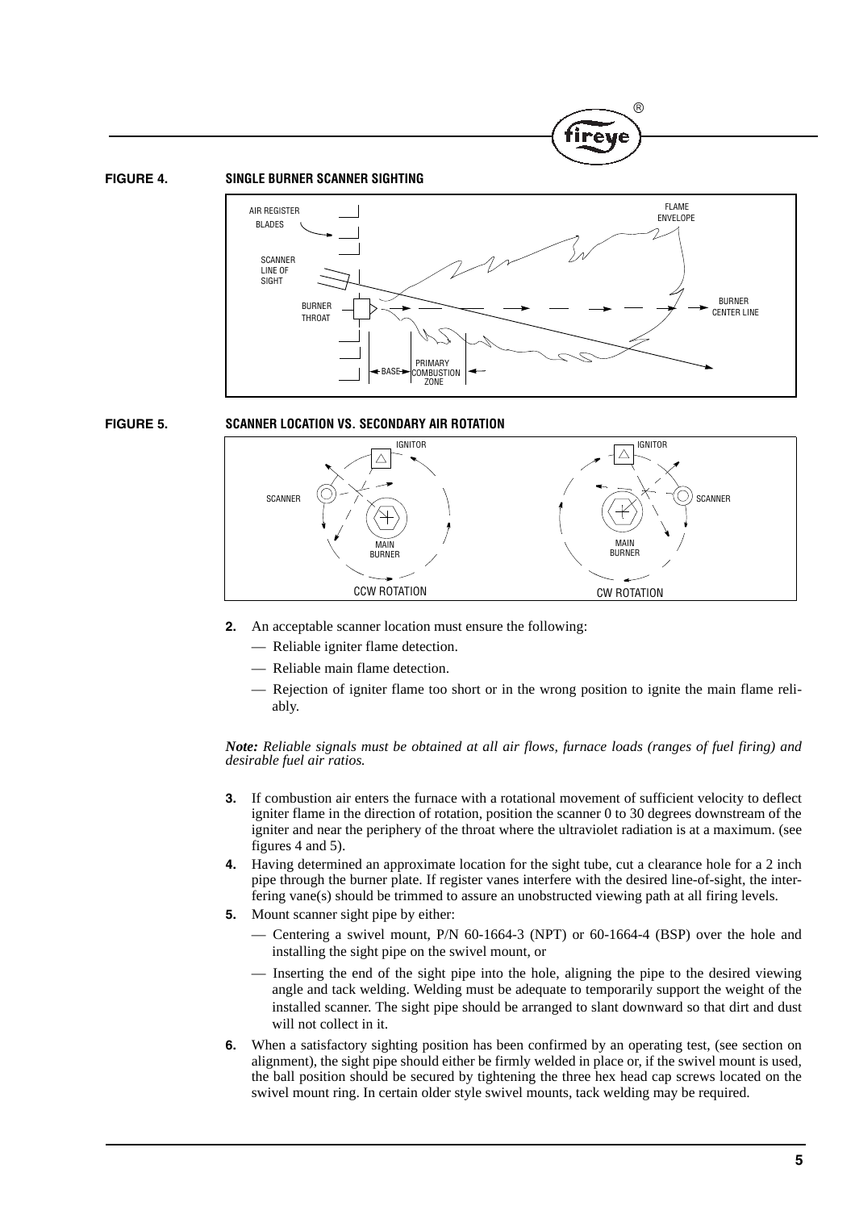**FIGURE 4. SINGLE BURNER SCANNER SIGHTING**

**FIGURE 5. SCANNER LOCATION VS. SECONDARY AIR ROTATION**

2. An acceptable scanner location must ensure the following:
   - Reliable igniter flame detection.
   - Reliable main flame detection.
   - Rejection of igniter flame too short or in the wrong position to ignite the main flame reliably.

*Note: Reliable signals must be obtained at all air flows, furnace loads (ranges of fuel firing) and desirable fuel air ratios.*

3. If combustion air enters the furnace with a rotational movement of sufficient velocity to deflect igniter flame in the direction of rotation, position the scanner 0 to 30 degrees downstream of the igniter and near the periphery of the throat where the ultraviolet radiation is at a maximum. (see figures 4 and 5).
4. Having determined an approximate location for the sight tube, cut a clearance hole for a 2 inch pipe through the burner plate. If register vanes interfere with the desired line-of-sight, the interfering vane(s) should be trimmed to assure an unobstructed viewing path at all firing levels.
5. Mount scanner sight pipe by either:
   - Centering a swivel mount, P/N 60-1664-3 (NPT) or 60-1664-4 (BSP) over the hole and installing the sight pipe on the swivel mount, or
   - Inserting the end of the sight pipe into the hole, aligning the pipe to the desired viewing angle and tack welding. Welding must be adequate to temporarily support the weight of the installed scanner. The sight pipe should be arranged to slant downward so that dirt and dust will not collect in it.
6. When a satisfactory sighting position has been confirmed by an operating test, (see section on alignment), the sight pipe should either be firmly welded in place or, if the swivel mount is used, the ball position should be secured by tightening the three hex head cap screws located on the swivel mount ring. In certain older style swivel mounts, tack welding may be required.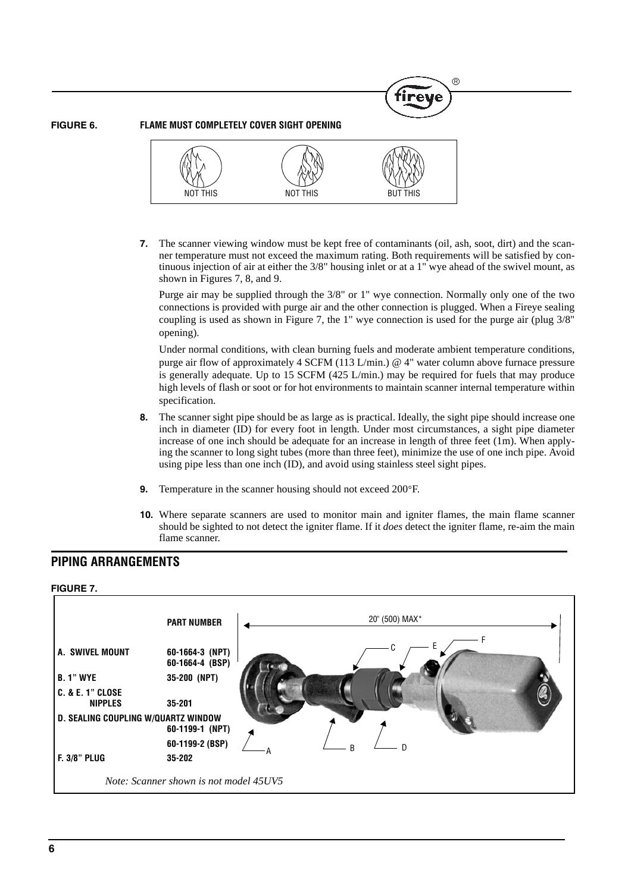**FIGURE 6. FLAME MUST COMPLETELY COVER SIGHT OPENING**

NOT THIS    NOT THIS    BUT THIS

**7.** The scanner viewing window must be kept free of contaminants (oil, ash, soot, dirt) and the scanner temperature must not exceed the maximum rating. Both requirements will be satisfied by continuous injection of air at either the 3/8" housing inlet or at a 1" wye ahead of the swivel mount, as shown in Figures 7, 8, and 9.

Purge air may be supplied through the 3/8" or 1" wye connection. Normally only one of the two connections is provided with purge air and the other connection is plugged. When a Fireye sealing coupling is used as shown in Figure 7, the 1" wye connection is used for the purge air (plug 3/8" opening).

Under normal conditions, with clean burning fuels and moderate ambient temperature conditions, purge air flow of approximately 4 SCFM (113 L/min.) @ 4" water column above furnace pressure is generally adequate. Up to 15 SCFM (425 L/min.) may be required for fuels that may produce high levels of flash or soot or for hot environments to maintain scanner internal temperature within specification.

**8.** The scanner sight pipe should be as large as is practical. Ideally, the sight pipe should increase one inch in diameter (ID) for every foot in length. Under most circumstances, a sight pipe diameter increase of one inch should be adequate for an increase in length of three feet (1m). When applying the scanner to long sight tubes (more than three feet), minimize the use of one inch pipe. Avoid using pipe less than one inch (ID), and avoid using stainless steel sight pipes.

**9.** Temperature in the scanner housing should not exceed 200°F.

**10.** Where separate scanners are used to monitor main and igniter flames, the main flame scanner should be sighted to not detect the igniter flame. If it *does* detect the igniter flame, re-aim the main flame scanner.

## PIPING ARRANGEMENTS

**FIGURE 7.**

| | PART NUMBER |
|---|---|
| A. SWIVEL MOUNT | 60-1664-3 (NPT) 60-1664-4 (BSP) |
| B. 1" WYE | 35-200 (NPT) |
| C. & E. 1" CLOSE NIPPLES | 35-201 |
| D. SEALING COUPLING W/QUARTZ WINDOW | 60-1199-1 (NPT) 60-1199-2 (BSP) |
| F. 3/8" PLUG | 35-202 |

20" (500) MAX*

*Note: Scanner shown is not model 45UV5*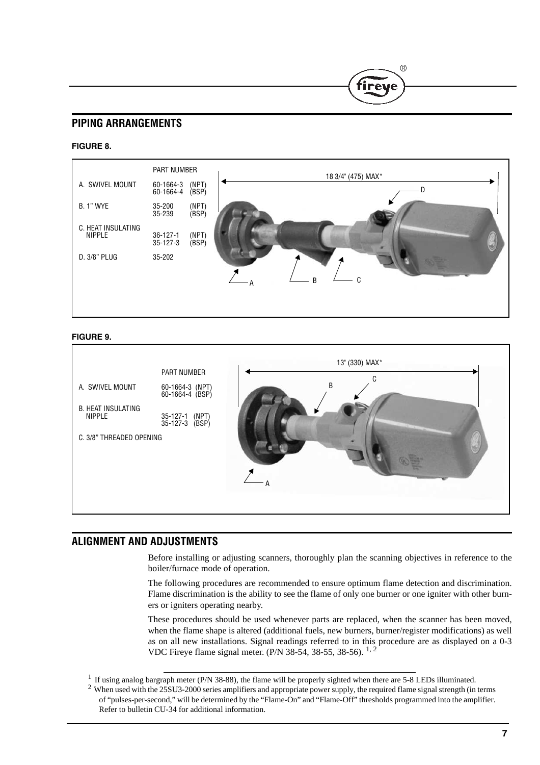## PIPING ARRANGEMENTS

**FIGURE 8.**

| | PART NUMBER | |
|---|---|---|
| A. SWIVEL MOUNT | 60-1664-3 | (NPT) |
| | 60-1664-4 | (BSP) |
| B. 1" WYE | 35-200 | (NPT) |
| | 35-239 | (BSP) |
| C. HEAT INSULATING NIPPLE | 36-127-1 | (NPT) |
| | 35-127-3 | (BSP) |
| D. 3/8" PLUG | 35-202 | |

18 3/4" (475) MAX*

**FIGURE 9.**

| | PART NUMBER | |
|---|---|---|
| A. SWIVEL MOUNT | 60-1664-3 | (NPT) |
| | 60-1664-4 | (BSP) |
| B. HEAT INSULATING NIPPLE | 35-127-1 | (NPT) |
| | 35-127-3 | (BSP) |
| C. 3/8" THREADED OPENING | | |

13" (330) MAX*

## ALIGNMENT AND ADJUSTMENTS

Before installing or adjusting scanners, thoroughly plan the scanning objectives in reference to the boiler/furnace mode of operation.

The following procedures are recommended to ensure optimum flame detection and discrimination. Flame discrimination is the ability to see the flame of only one burner or one igniter with other burners or igniters operating nearby.

These procedures should be used whenever parts are replaced, when the scanner has been moved, when the flame shape is altered (additional fuels, new burners, burner/register modifications) as well as on all new installations. Signal readings referred to in this procedure are as displayed on a 0-3 VDC Fireye flame signal meter. (P/N 38-54, 38-55, 38-56). [1, 2]

[1] If using analog bargraph meter (P/N 38-88), the flame will be properly sighted when there are 5-8 LEDs illuminated.

[2] When used with the 25SU3-2000 series amplifiers and appropriate power supply, the required flame signal strength (in terms of "pulses-per-second," will be determined by the "Flame-On" and "Flame-Off" thresholds programmed into the amplifier. Refer to bulletin CU-34 for additional information.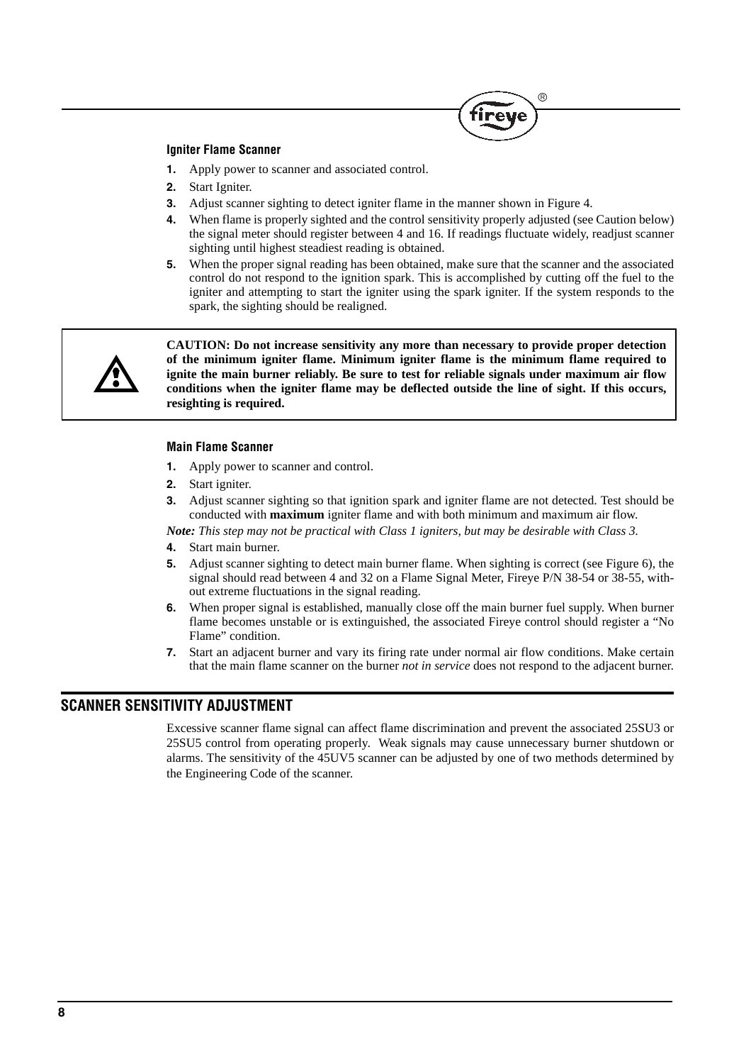### Igniter Flame Scanner

1. Apply power to scanner and associated control.
2. Start Igniter.
3. Adjust scanner sighting to detect igniter flame in the manner shown in Figure 4.
4. When flame is properly sighted and the control sensitivity properly adjusted (see Caution below) the signal meter should register between 4 and 16. If readings fluctuate widely, readjust scanner sighting until highest steadiest reading is obtained.
5. When the proper signal reading has been obtained, make sure that the scanner and the associated control do not respond to the ignition spark. This is accomplished by cutting off the fuel to the igniter and attempting to start the igniter using the spark igniter. If the system responds to the spark, the sighting should be realigned.

> **CAUTION: Do not increase sensitivity any more than necessary to provide proper detection of the minimum igniter flame. Minimum igniter flame is the minimum flame required to ignite the main burner reliably. Be sure to test for reliable signals under maximum air flow conditions when the igniter flame may be deflected outside the line of sight. If this occurs, resighting is required.**

### Main Flame Scanner

1. Apply power to scanner and control.
2. Start igniter.
3. Adjust scanner sighting so that ignition spark and igniter flame are not detected. Test should be conducted with **maximum** igniter flame and with both minimum and maximum air flow.

***Note:*** *This step may not be practical with Class 1 igniters, but may be desirable with Class 3.*

4. Start main burner.
5. Adjust scanner sighting to detect main burner flame. When sighting is correct (see Figure 6), the signal should read between 4 and 32 on a Flame Signal Meter, Fireye P/N 38-54 or 38-55, without extreme fluctuations in the signal reading.
6. When proper signal is established, manually close off the main burner fuel supply. When burner flame becomes unstable or is extinguished, the associated Fireye control should register a "No Flame" condition.
7. Start an adjacent burner and vary its firing rate under normal air flow conditions. Make certain that the main flame scanner on the burner *not in service* does not respond to the adjacent burner.

## SCANNER SENSITIVITY ADJUSTMENT

Excessive scanner flame signal can affect flame discrimination and prevent the associated 25SU3 or 25SU5 control from operating properly. Weak signals may cause unnecessary burner shutdown or alarms. The sensitivity of the 45UV5 scanner can be adjusted by one of two methods determined by the Engineering Code of the scanner.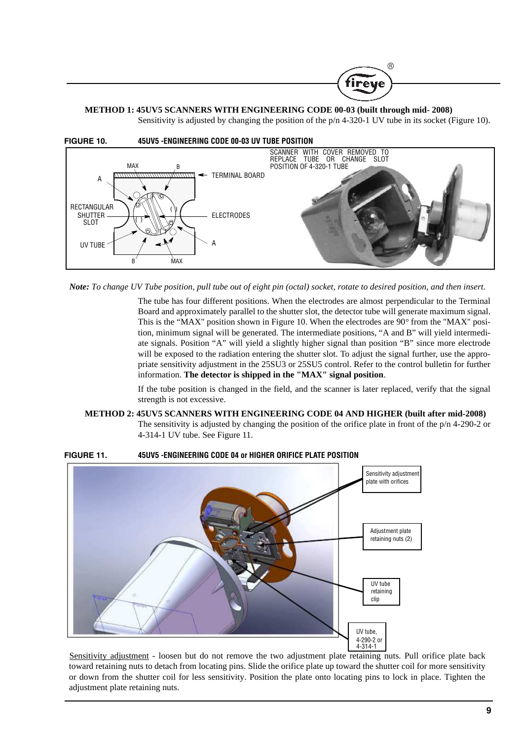**METHOD 1: 45UV5 SCANNERS WITH ENGINEERING CODE 00-03 (built through mid- 2008)**

Sensitivity is adjusted by changing the position of the p/n 4-320-1 UV tube in its socket (Figure 10).

**FIGURE 10. 45UV5 -ENGINEERING CODE 00-03 UV TUBE POSITION**

*Note: To change UV Tube position, pull tube out of eight pin (octal) socket, rotate to desired position, and then insert.*

The tube has four different positions. When the electrodes are almost perpendicular to the Terminal Board and approximately parallel to the shutter slot, the detector tube will generate maximum signal. This is the "MAX" position shown in Figure 10. When the electrodes are 90° from the "MAX" position, minimum signal will be generated. The intermediate positions, "A and B" will yield intermediate signals. Position "A" will yield a slightly higher signal than position "B" since more electrode will be exposed to the radiation entering the shutter slot. To adjust the signal further, use the appropriate sensitivity adjustment in the 25SU3 or 25SU5 control. Refer to the control bulletin for further information. **The detector is shipped in the "MAX" signal position**.

If the tube position is changed in the field, and the scanner is later replaced, verify that the signal strength is not excessive.

**METHOD 2: 45UV5 SCANNERS WITH ENGINEERING CODE 04 AND HIGHER (built after mid-2008)**

The sensitivity is adjusted by changing the position of the orifice plate in front of the p/n 4-290-2 or 4-314-1 UV tube. See Figure 11.

**FIGURE 11. 45UV5 -ENGINEERING CODE 04 or HIGHER ORIFICE PLATE POSITION**

Sensitivity adjustment - loosen but do not remove the two adjustment plate retaining nuts. Pull orifice plate back toward retaining nuts to detach from locating pins. Slide the orifice plate up toward the shutter coil for more sensitivity or down from the shutter coil for less sensitivity. Position the plate onto locating pins to lock in place. Tighten the adjustment plate retaining nuts.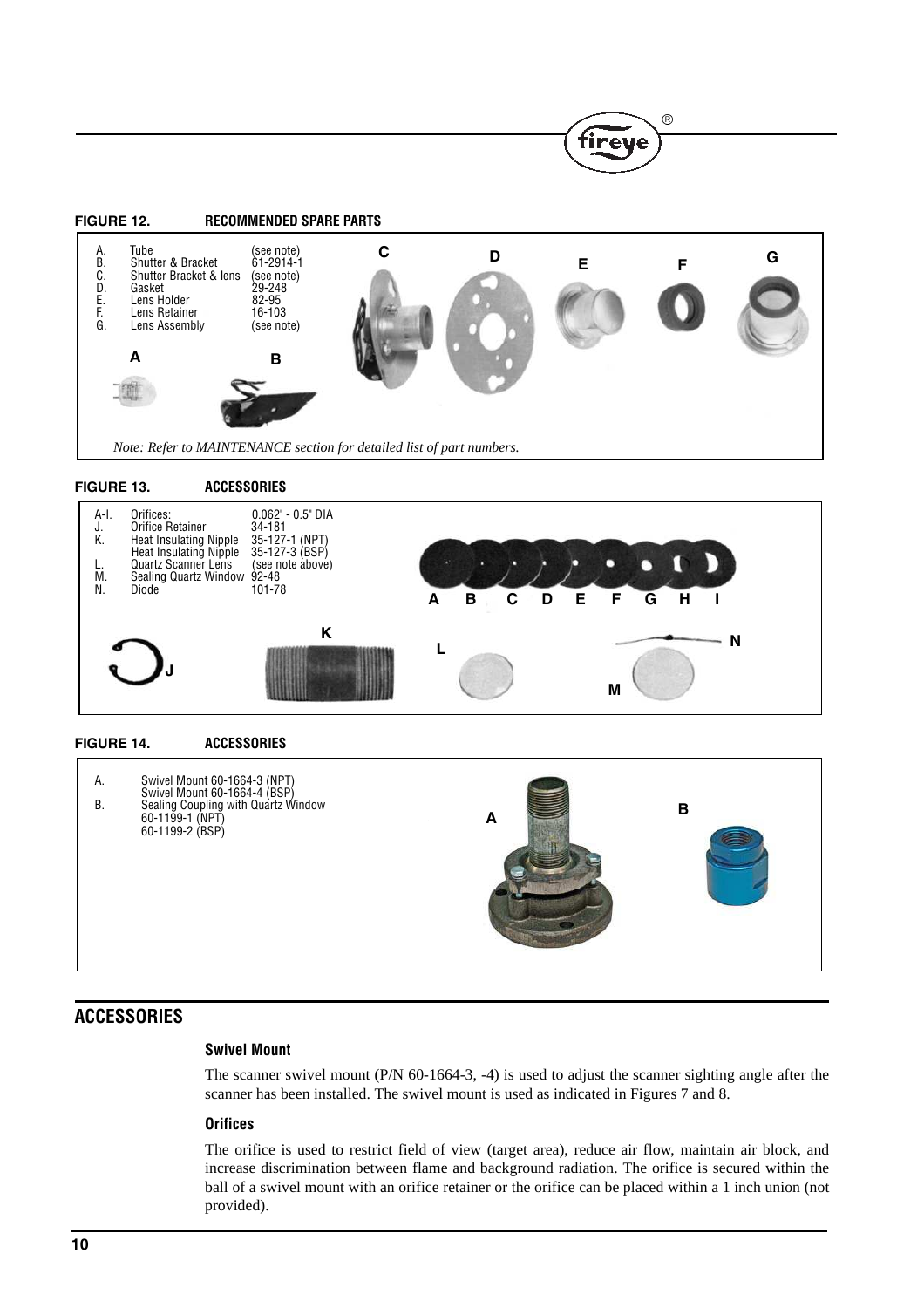**FIGURE 12. RECOMMENDED SPARE PARTS**

| | | |
|---|---|---|
| A. | Tube | (see note) |
| B. | Shutter & Bracket | 61-2914-1 |
| C. | Shutter Bracket & lens | (see note) |
| D. | Gasket | 29-248 |
| E. | Lens Holder | 82-95 |
| F. | Lens Retainer | 16-103 |
| G. | Lens Assembly | (see note) |

*Note: Refer to MAINTENANCE section for detailed list of part numbers.*

**FIGURE 13. ACCESSORIES**

| | | |
|---|---|---|
| A-I. | Orifices: | 0.062" - 0.5" DIA |
| J. | Orifice Retainer | 34-181 |
| K. | Heat Insulating Nipple | 35-127-1 (NPT) |
| | Heat Insulating Nipple | 35-127-3 (BSP) |
| L. | Quartz Scanner Lens | (see note above) |
| M. | Sealing Quartz Window | 92-48 |
| N. | Diode | 101-78 |

**FIGURE 14. ACCESSORIES**

A. Swivel Mount 60-1664-3 (NPT)
Swivel Mount 60-1664-4 (BSP)

B. Sealing Coupling with Quartz Window
60-1199-1 (NPT)
60-1199-2 (BSP)

## ACCESSORIES

### Swivel Mount

The scanner swivel mount (P/N 60-1664-3, -4) is used to adjust the scanner sighting angle after the scanner has been installed. The swivel mount is used as indicated in Figures 7 and 8.

### Orifices

The orifice is used to restrict field of view (target area), reduce air flow, maintain air block, and increase discrimination between flame and background radiation. The orifice is secured within the ball of a swivel mount with an orifice retainer or the orifice can be placed within a 1 inch union (not provided).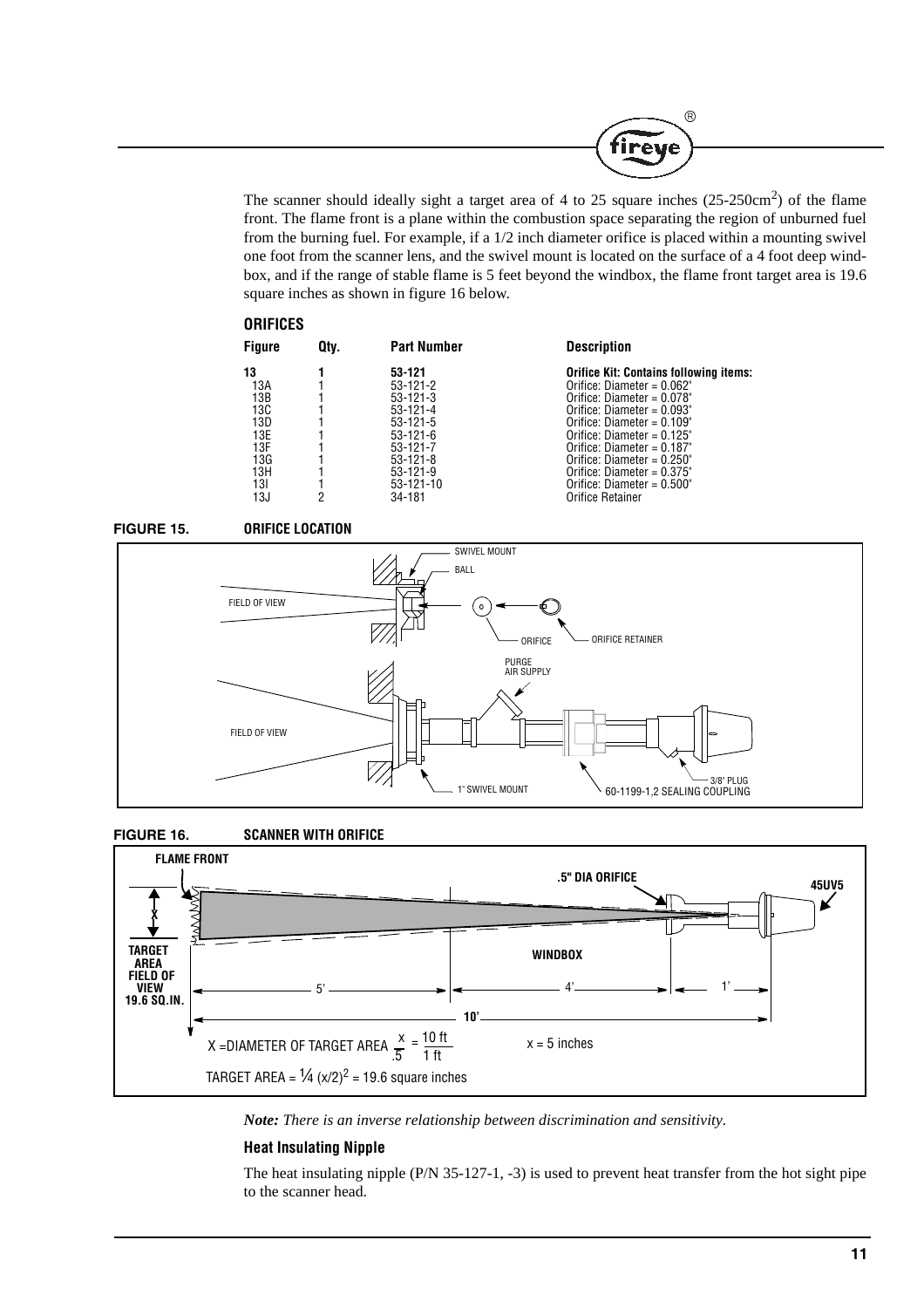The scanner should ideally sight a target area of 4 to 25 square inches (25-250cm$^2$) of the flame front. The flame front is a plane within the combustion space separating the region of unburned fuel from the burning fuel. For example, if a 1/2 inch diameter orifice is placed within a mounting swivel one foot from the scanner lens, and the swivel mount is located on the surface of a 4 foot deep windbox, and if the range of stable flame is 5 feet beyond the windbox, the flame front target area is 19.6 square inches as shown in figure 16 below.

### ORIFICES

| Figure | Qty. | Part Number | Description |
|---|---|---|---|
| **13** | **1** | **53-121** | **Orifice Kit: Contains following items:** |
| 13A | 1 | 53-121-2 | Orifice: Diameter = 0.062" |
| 13B | 1 | 53-121-3 | Orifice: Diameter = 0.078" |
| 13C | 1 | 53-121-4 | Orifice: Diameter = 0.093" |
| 13D | 1 | 53-121-5 | Orifice: Diameter = 0.109" |
| 13E | 1 | 53-121-6 | Orifice: Diameter = 0.125" |
| 13F | 1 | 53-121-7 | Orifice: Diameter = 0.187" |
| 13G | 1 | 53-121-8 | Orifice: Diameter = 0.250" |
| 13H | 1 | 53-121-9 | Orifice: Diameter = 0.375" |
| 13I | 1 | 53-121-10 | Orifice: Diameter = 0.500" |
| 13J | 2 | 34-181 | Orifice Retainer |

**FIGURE 15. ORIFICE LOCATION**

SWIVEL MOUNT
BALL
FIELD OF VIEW
ORIFICE
ORIFICE RETAINER
PURGE AIR SUPPLY
FIELD OF VIEW
1" SWIVEL MOUNT
60-1199-1,2 SEALING COUPLING
3/8" PLUG

**FIGURE 16. SCANNER WITH ORIFICE**

FLAME FRONT
.5" DIA ORIFICE
45UV5
WINDBOX
TARGET AREA FIELD OF VIEW 19.6 SQ.IN.
5' 4' 1'
10'

X = DIAMETER OF TARGET AREA $\frac{x}{.5} = \frac{10\text{ ft}}{1\text{ ft}}$   x = 5 inches

TARGET AREA = $\frac{1}{4}(x/2)^2$ = 19.6 square inches

*Note: There is an inverse relationship between discrimination and sensitivity.*

### Heat Insulating Nipple

The heat insulating nipple (P/N 35-127-1, -3) is used to prevent heat transfer from the hot sight pipe to the scanner head.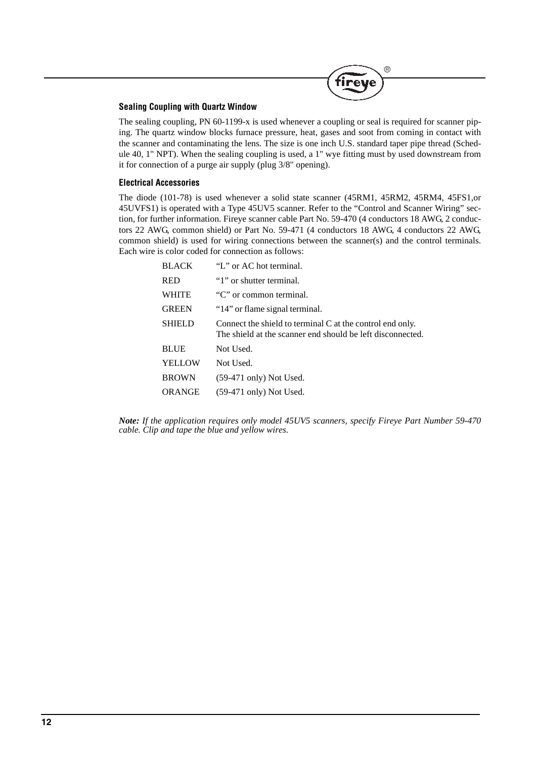### Sealing Coupling with Quartz Window

The sealing coupling, PN 60-1199-x is used whenever a coupling or seal is required for scanner piping. The quartz window blocks furnace pressure, heat, gases and soot from coming in contact with the scanner and contaminating the lens. The size is one inch U.S. standard taper pipe thread (Schedule 40, 1" NPT). When the sealing coupling is used, a 1" wye fitting must by used downstream from it for connection of a purge air supply (plug 3/8" opening).

### Electrical Accessories

The diode (101-78) is used whenever a solid state scanner (45RM1, 45RM2, 45RM4, 45FS1,or 45UVFS1) is operated with a Type 45UV5 scanner. Refer to the "Control and Scanner Wiring" section, for further information. Fireye scanner cable Part No. 59-470 (4 conductors 18 AWG, 2 conductors 22 AWG, common shield) or Part No. 59-471 (4 conductors 18 AWG, 4 conductors 22 AWG, common shield) is used for wiring connections between the scanner(s) and the control terminals. Each wire is color coded for connection as follows:

| | |
|---|---|
| BLACK | "L" or AC hot terminal. |
| RED | "1" or shutter terminal. |
| WHITE | "C" or common terminal. |
| GREEN | "14" or flame signal terminal. |
| SHIELD | Connect the shield to terminal C at the control end only. The shield at the scanner end should be left disconnected. |
| BLUE | Not Used. |
| YELLOW | Not Used. |
| BROWN | (59-471 only) Not Used. |
| ORANGE | (59-471 only) Not Used. |

***Note:*** *If the application requires only model 45UV5 scanners, specify Fireye Part Number 59-470 cable. Clip and tape the blue and yellow wires.*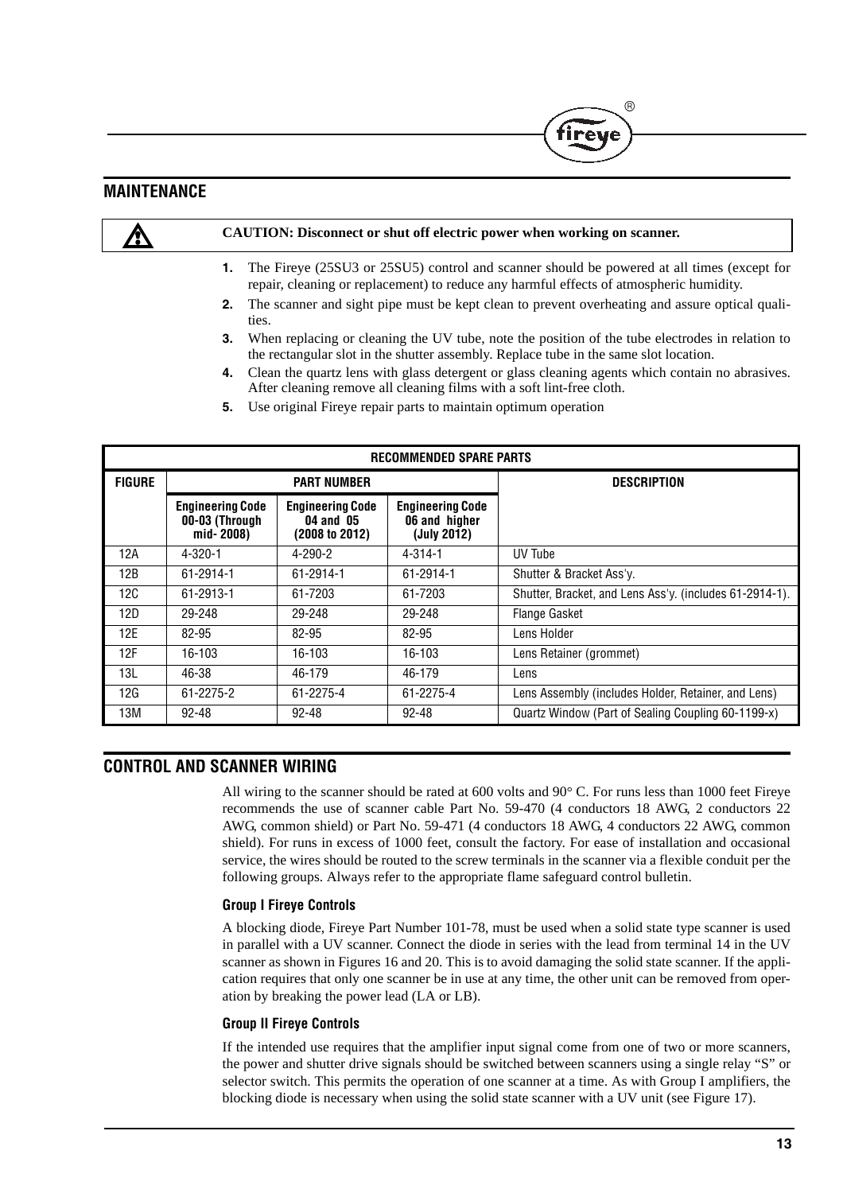## MAINTENANCE

**CAUTION: Disconnect or shut off electric power when working on scanner.**

1. The Fireye (25SU3 or 25SU5) control and scanner should be powered at all times (except for repair, cleaning or replacement) to reduce any harmful effects of atmospheric humidity.
2. The scanner and sight pipe must be kept clean to prevent overheating and assure optical qualities.
3. When replacing or cleaning the UV tube, note the position of the tube electrodes in relation to the rectangular slot in the shutter assembly. Replace tube in the same slot location.
4. Clean the quartz lens with glass detergent or glass cleaning agents which contain no abrasives. After cleaning remove all cleaning films with a soft lint-free cloth.
5. Use original Fireye repair parts to maintain optimum operation

| RECOMMENDED SPARE PARTS | | | | |
|---|---|---|---|---|
| **FIGURE** | **PART NUMBER** | | | **DESCRIPTION** |
| | **Engineering Code 00-03 (Through mid- 2008)** | **Engineering Code 04 and 05 (2008 to 2012)** | **Engineering Code 06 and higher (July 2012)** | |
| 12A | 4-320-1 | 4-290-2 | 4-314-1 | UV Tube |
| 12B | 61-2914-1 | 61-2914-1 | 61-2914-1 | Shutter & Bracket Ass'y. |
| 12C | 61-2913-1 | 61-7203 | 61-7203 | Shutter, Bracket, and Lens Ass'y. (includes 61-2914-1). |
| 12D | 29-248 | 29-248 | 29-248 | Flange Gasket |
| 12E | 82-95 | 82-95 | 82-95 | Lens Holder |
| 12F | 16-103 | 16-103 | 16-103 | Lens Retainer (grommet) |
| 13L | 46-38 | 46-179 | 46-179 | Lens |
| 12G | 61-2275-2 | 61-2275-4 | 61-2275-4 | Lens Assembly (includes Holder, Retainer, and Lens) |
| 13M | 92-48 | 92-48 | 92-48 | Quartz Window (Part of Sealing Coupling 60-1199-x) |

## CONTROL AND SCANNER WIRING

All wiring to the scanner should be rated at 600 volts and 90° C. For runs less than 1000 feet Fireye recommends the use of scanner cable Part No. 59-470 (4 conductors 18 AWG, 2 conductors 22 AWG, common shield) or Part No. 59-471 (4 conductors 18 AWG, 4 conductors 22 AWG, common shield). For runs in excess of 1000 feet, consult the factory. For ease of installation and occasional service, the wires should be routed to the screw terminals in the scanner via a flexible conduit per the following groups. Always refer to the appropriate flame safeguard control bulletin.

### Group I Fireye Controls

A blocking diode, Fireye Part Number 101-78, must be used when a solid state type scanner is used in parallel with a UV scanner. Connect the diode in series with the lead from terminal 14 in the UV scanner as shown in Figures 16 and 20. This is to avoid damaging the solid state scanner. If the application requires that only one scanner be in use at any time, the other unit can be removed from operation by breaking the power lead (LA or LB).

### Group II Fireye Controls

If the intended use requires that the amplifier input signal come from one of two or more scanners, the power and shutter drive signals should be switched between scanners using a single relay “S” or selector switch. This permits the operation of one scanner at a time. As with Group I amplifiers, the blocking diode is necessary when using the solid state scanner with a UV unit (see Figure 17).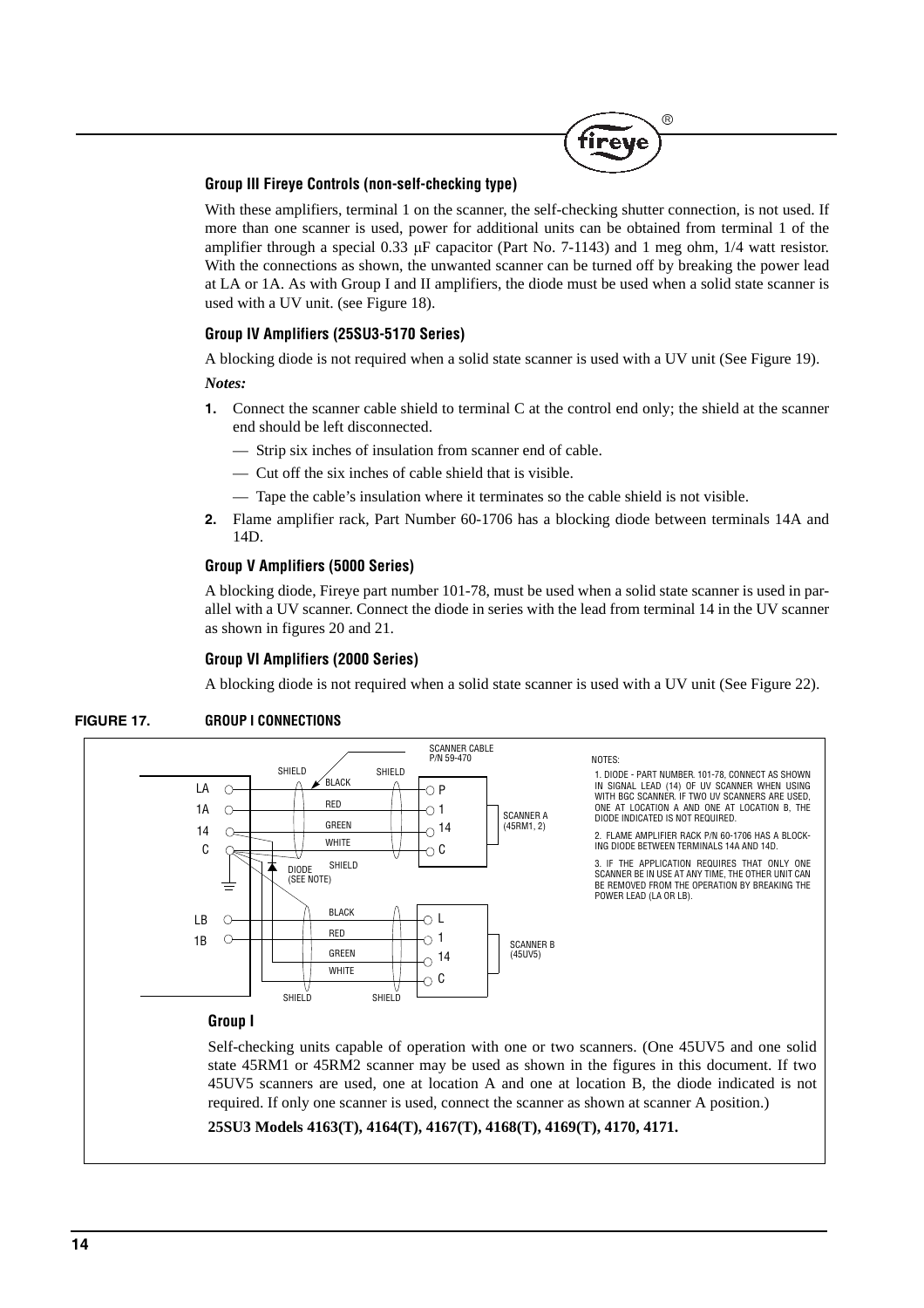### Group III Fireye Controls (non-self-checking type)

With these amplifiers, terminal 1 on the scanner, the self-checking shutter connection, is not used. If more than one scanner is used, power for additional units can be obtained from terminal 1 of the amplifier through a special 0.33 μF capacitor (Part No. 7-1143) and 1 meg ohm, 1/4 watt resistor. With the connections as shown, the unwanted scanner can be turned off by breaking the power lead at LA or 1A. As with Group I and II amplifiers, the diode must be used when a solid state scanner is used with a UV unit. (see Figure 18).

### Group IV Amplifiers (25SU3-5170 Series)

A blocking diode is not required when a solid state scanner is used with a UV unit (See Figure 19).

***Notes:***

1. Connect the scanner cable shield to terminal C at the control end only; the shield at the scanner end should be left disconnected.
   - Strip six inches of insulation from scanner end of cable.
   - Cut off the six inches of cable shield that is visible.
   - Tape the cable's insulation where it terminates so the cable shield is not visible.
2. Flame amplifier rack, Part Number 60-1706 has a blocking diode between terminals 14A and 14D.

### Group V Amplifiers (5000 Series)

A blocking diode, Fireye part number 101-78, must be used when a solid state scanner is used in parallel with a UV scanner. Connect the diode in series with the lead from terminal 14 in the UV scanner as shown in figures 20 and 21.

### Group VI Amplifiers (2000 Series)

A blocking diode is not required when a solid state scanner is used with a UV unit (See Figure 22).

**FIGURE 17. GROUP I CONNECTIONS**

SCANNER CABLE P/N 59-470

LA, 1A, 14, C — SHIELD — BLACK, RED, GREEN, WHITE — SHIELD — P, 1, 14, C — SCANNER A (45RM1, 2)

DIODE (SEE NOTE) — SHIELD

LB, 1B — BLACK, RED, GREEN, WHITE — L, 1, 14, C — SCANNER B (45UV5)

SHIELD — SHIELD

NOTES:

1. DIODE - PART NUMBER. 101-78, CONNECT AS SHOWN IN SIGNAL LEAD (14) OF UV SCANNER WHEN USING WITH BGC SCANNER. IF TWO UV SCANNERS ARE USED, ONE AT LOCATION A AND ONE AT LOCATION B, THE DIODE INDICATED IS NOT REQUIRED.
2. FLAME AMPLIFIER RACK P/N 60-1706 HAS A BLOCKING DIODE BETWEEN TERMINALS 14A AND 14D.
3. IF THE APPLICATION REQUIRES THAT ONLY ONE SCANNER BE IN USE AT ANY TIME, THE OTHER UNIT CAN BE REMOVED FROM THE OPERATION BY BREAKING THE POWER LEAD (LA OR LB).

### Group I

Self-checking units capable of operation with one or two scanners. (One 45UV5 and one solid state 45RM1 or 45RM2 scanner may be used as shown in the figures in this document. If two 45UV5 scanners are used, one at location A and one at location B, the diode indicated is not required. If only one scanner is used, connect the scanner as shown at scanner A position.)

**25SU3 Models 4163(T), 4164(T), 4167(T), 4168(T), 4169(T), 4170, 4171.**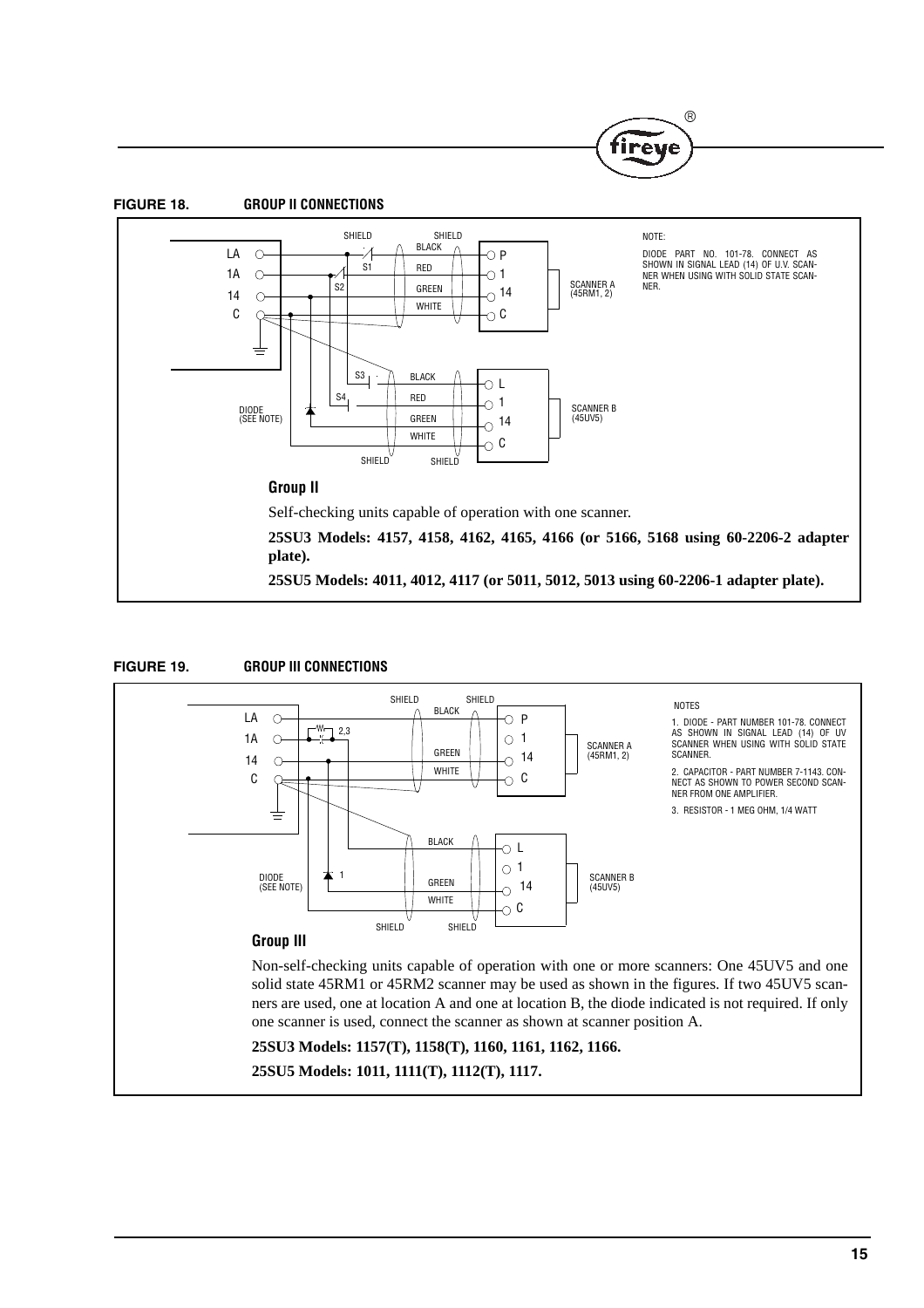**FIGURE 18. GROUP II CONNECTIONS**

NOTE:

DIODE PART NO. 101-78. CONNECT AS SHOWN IN SIGNAL LEAD (14) OF U.V. SCANNER WHEN USING WITH SOLID STATE SCANNER.

### Group II

Self-checking units capable of operation with one scanner.

**25SU3 Models: 4157, 4158, 4162, 4165, 4166 (or 5166, 5168 using 60-2206-2 adapter plate).**

**25SU5 Models: 4011, 4012, 4117 (or 5011, 5012, 5013 using 60-2206-1 adapter plate).**

**FIGURE 19. GROUP III CONNECTIONS**

NOTES

1. DIODE - PART NUMBER 101-78. CONNECT AS SHOWN IN SIGNAL LEAD (14) OF UV SCANNER WHEN USING WITH SOLID STATE SCANNER.
2. CAPACITOR - PART NUMBER 7-1143. CONNECT AS SHOWN TO POWER SECOND SCANNER FROM ONE AMPLIFIER.
3. RESISTOR - 1 MEG OHM, 1/4 WATT

### Group III

Non-self-checking units capable of operation with one or more scanners: One 45UV5 and one solid state 45RM1 or 45RM2 scanner may be used as shown in the figures. If two 45UV5 scanners are used, one at location A and one at location B, the diode indicated is not required. If only one scanner is used, connect the scanner as shown at scanner position A.

**25SU3 Models: 1157(T), 1158(T), 1160, 1161, 1162, 1166.**

**25SU5 Models: 1011, 1111(T), 1112(T), 1117.**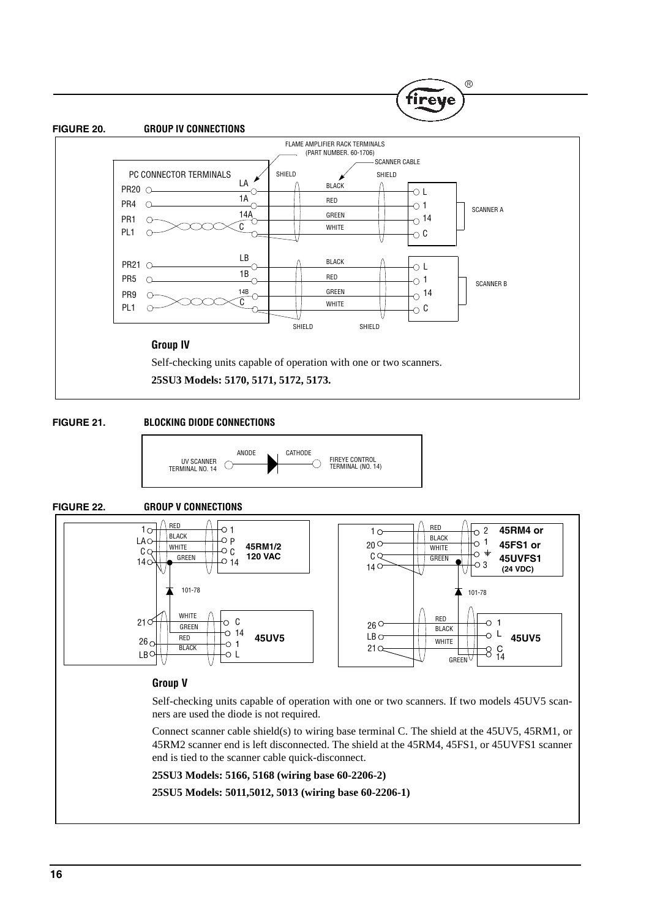**FIGURE 20. GROUP IV CONNECTIONS**

FLAME AMPLIFIER RACK TERMINALS (PART NUMBER. 60-1706)

SCANNER CABLE

PC CONNECTOR TERMINALS

PR20, PR4, PR1, PL1 — LA, 1A, 14A, C — BLACK, RED, GREEN, WHITE — L, 1, 14, C — SCANNER A

PR21, PR5, PR9, PL1 — LB, 1B, 14B, C — BLACK, RED, GREEN, WHITE — L, 1, 14, C — SCANNER B

SHIELD

### Group IV

Self-checking units capable of operation with one or two scanners.

**25SU3 Models: 5170, 5171, 5172, 5173.**

**FIGURE 21. BLOCKING DIODE CONNECTIONS**

UV SCANNER TERMINAL NO. 14 — ANODE — CATHODE — FIREYE CONTROL TERMINAL (NO. 14)

**FIGURE 22. GROUP V CONNECTIONS**

1, LA, C, 14 — RED, BLACK, WHITE, GREEN — 1, P, C, 14 — 45RM1/2 120 VAC

101-78

21, 26, LB — WHITE, GREEN, RED, BLACK — C, 14, 1, L — 45UV5

1, 20, C, 14 — RED, BLACK, WHITE, GREEN — 2, 1, ⏚, 3 — 45RM4 or 45FS1 or 45UVFS1 (24 VDC)

101-78

26, LB, 21 — RED, BLACK, WHITE, GREEN — 1, L, C, 14 — 45UV5

### Group V

Self-checking units capable of operation with one or two scanners. If two models 45UV5 scanners are used the diode is not required.

Connect scanner cable shield(s) to wiring base terminal C. The shield at the 45UV5, 45RM1, or 45RM2 scanner end is left disconnected. The shield at the 45RM4, 45FS1, or 45UVFS1 scanner end is tied to the scanner cable quick-disconnect.

**25SU3 Models: 5166, 5168 (wiring base 60-2206-2)**

**25SU5 Models: 5011,5012, 5013 (wiring base 60-2206-1)**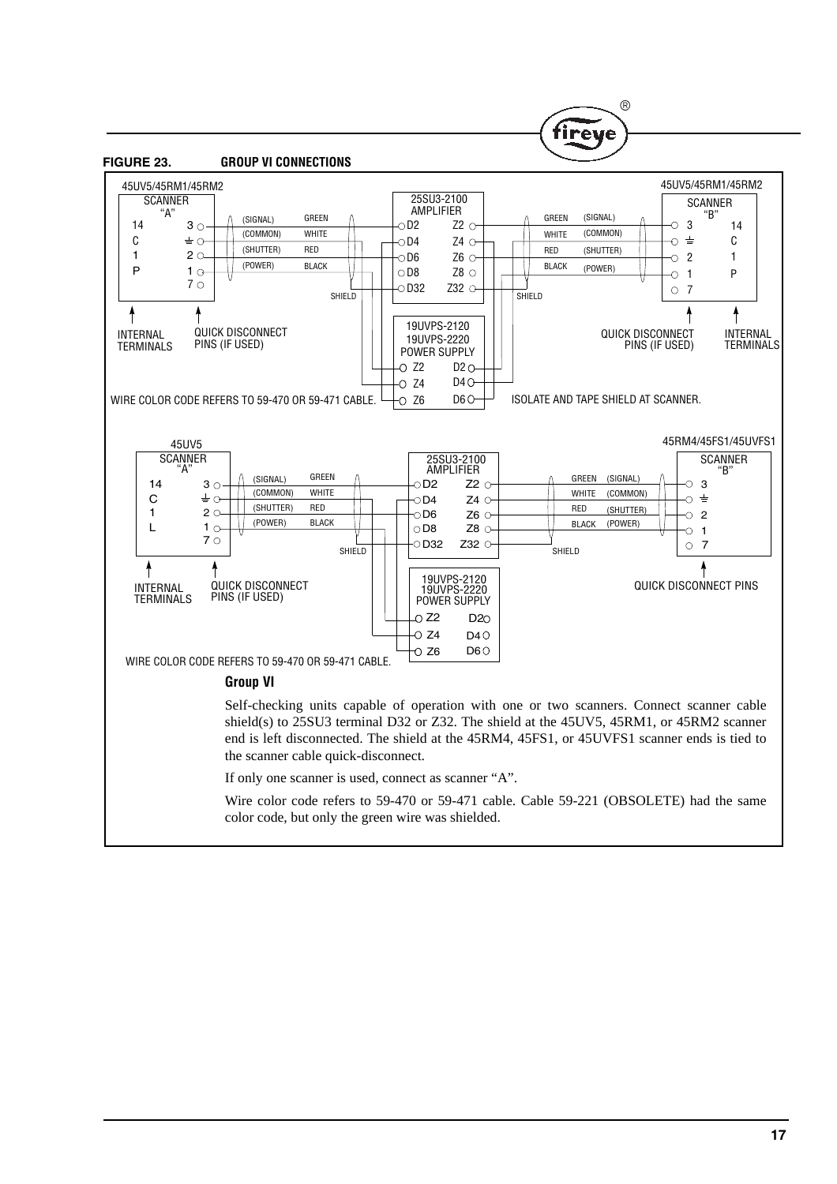**FIGURE 23. GROUP VI CONNECTIONS**

45UV5/45RM1/45RM2 SCANNER "A" — 25SU3-2100 AMPLIFIER — 45UV5/45RM1/45RM2 SCANNER "B"

| Scanner "A" terminal | Function | Wire color | Amplifier terminal | | Amplifier terminal | Wire color | Function | Scanner "B" terminal |
|---|---|---|---|---|---|---|---|---|
| 3 | (SIGNAL) | GREEN | D2 | | Z2 | GREEN | (SIGNAL) | 3 |
| ⏚ | (COMMON) | WHITE | D4 | | Z4 | WHITE | (COMMON) | ⏚ |
| 2 | (SHUTTER) | RED | D6 | | Z6 | RED | (SHUTTER) | 2 |
| 1 | (POWER) | BLACK | D8 | | Z8 | BLACK | (POWER) | 1 |
| 7 | | SHIELD | D32 | | Z32 | SHIELD | | 7 |

Internal terminals: 14, C, 1, P

19UVPS-2120 / 19UVPS-2220 POWER SUPPLY: Z2, Z4, Z6, D2, D4, D6

INTERNAL TERMINALS — QUICK DISCONNECT PINS (IF USED)

WIRE COLOR CODE REFERS TO 59-470 OR 59-471 CABLE.

ISOLATE AND TAPE SHIELD AT SCANNER.

45UV5 SCANNER "A" — 25SU3-2100 AMPLIFIER — 45RM4/45FS1/45UVFS1 SCANNER "B"

| Scanner "A" terminal | Function | Wire color | Amplifier terminal | | Amplifier terminal | Wire color | Function | Scanner "B" terminal |
|---|---|---|---|---|---|---|---|---|
| 3 | (SIGNAL) | GREEN | D2 | | Z2 | GREEN | (SIGNAL) | 3 |
| ⏚ | (COMMON) | WHITE | D4 | | Z4 | WHITE | (COMMON) | ⏚ |
| 2 | (SHUTTER) | RED | D6 | | Z6 | RED | (SHUTTER) | 2 |
| 1 | (POWER) | BLACK | D8 | | Z8 | BLACK | (POWER) | 1 |
| 7 | | SHIELD | D32 | | Z32 | SHIELD | | 7 |

Internal terminals: 14, C, 1, L

19UVPS-2120 / 19UVPS-2220 POWER SUPPLY: Z2, Z4, Z6, D2, D4, D6

INTERNAL TERMINALS — QUICK DISCONNECT PINS (IF USED) — QUICK DISCONNECT PINS

WIRE COLOR CODE REFERS TO 59-470 OR 59-471 CABLE.

### Group VI

Self-checking units capable of operation with one or two scanners. Connect scanner cable shield(s) to 25SU3 terminal D32 or Z32. The shield at the 45UV5, 45RM1, or 45RM2 scanner end is left disconnected. The shield at the 45RM4, 45FS1, or 45UVFS1 scanner ends is tied to the scanner cable quick-disconnect.

If only one scanner is used, connect as scanner "A".

Wire color code refers to 59-470 or 59-471 cable. Cable 59-221 (OBSOLETE) had the same color code, but only the green wire was shielded.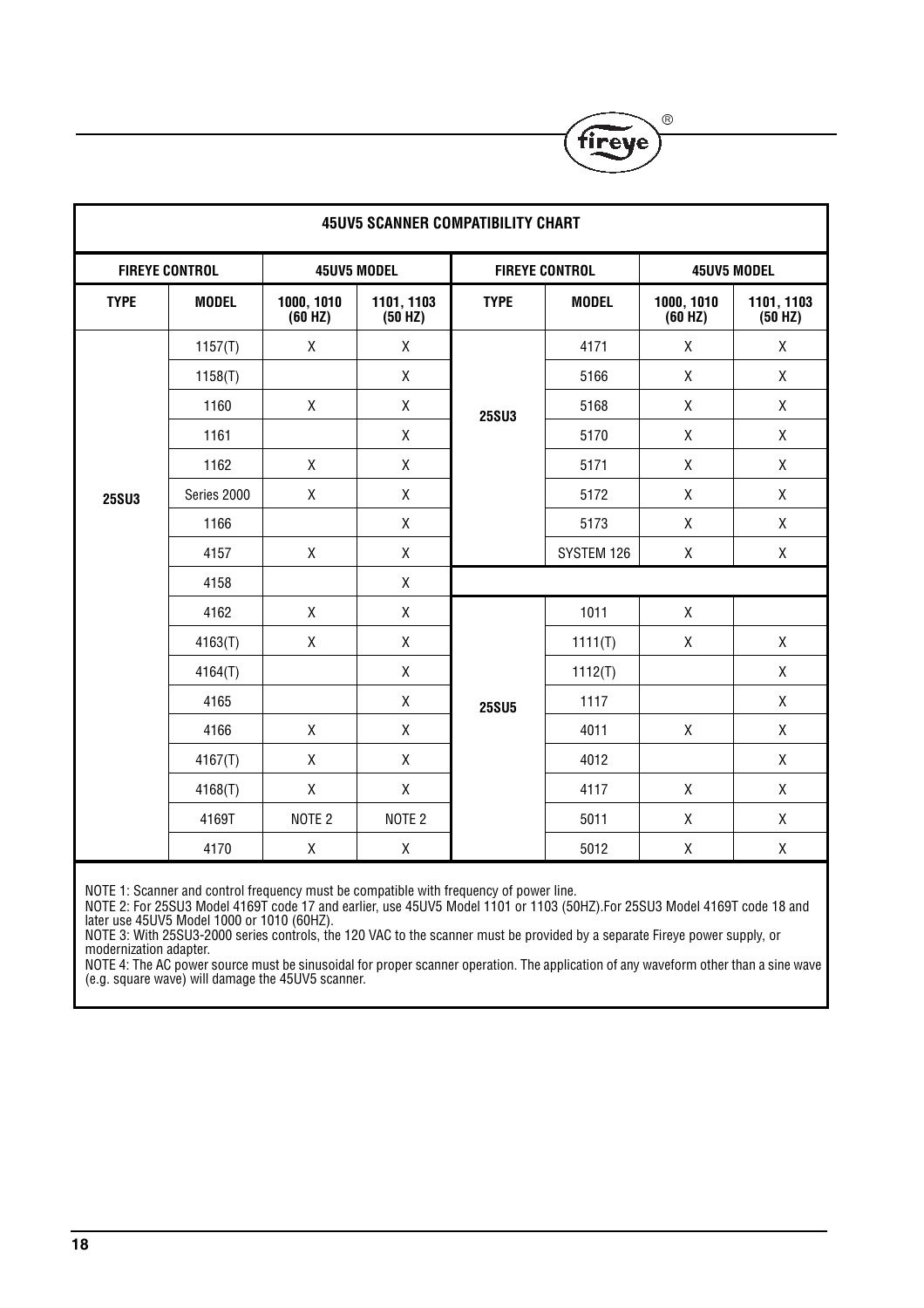| 45UV5 SCANNER COMPATIBILITY CHART | | | | | | | |
|---|---|---|---|---|---|---|---|
| FIREYE CONTROL | | 45UV5 MODEL | | FIREYE CONTROL | | 45UV5 MODEL | |
| TYPE | MODEL | 1000, 1010 (60 HZ) | 1101, 1103 (50 HZ) | TYPE | MODEL | 1000, 1010 (60 HZ) | 1101, 1103 (50 HZ) |
| 25SU3 | 1157(T) | X | X | 25SU3 | 4171 | X | X |
| | 1158(T) | | X | | 5166 | X | X |
| | 1160 | X | X | | 5168 | X | X |
| | 1161 | | X | | 5170 | X | X |
| | 1162 | X | X | | 5171 | X | X |
| | Series 2000 | X | X | | 5172 | X | X |
| | 1166 | | X | | 5173 | X | X |
| | 4157 | X | X | | SYSTEM 126 | X | X |
| | 4158 | | X | | | | |
| | 4162 | X | X | 25SU5 | 1011 | X | |
| | 4163(T) | X | X | | 1111(T) | X | X |
| | 4164(T) | | X | | 1112(T) | | X |
| | 4165 | | X | | 1117 | | X |
| | 4166 | X | X | | 4011 | X | X |
| | 4167(T) | X | X | | 4012 | | X |
| | 4168(T) | X | X | | 4117 | X | X |
| | 4169T | NOTE 2 | NOTE 2 | | 5011 | X | X |
| | 4170 | X | X | | 5012 | X | X |

NOTE 1: Scanner and control frequency must be compatible with frequency of power line.
NOTE 2: For 25SU3 Model 4169T code 17 and earlier, use 45UV5 Model 1101 or 1103 (50HZ).For 25SU3 Model 4169T code 18 and later use 45UV5 Model 1000 or 1010 (60HZ).
NOTE 3: With 25SU3-2000 series controls, the 120 VAC to the scanner must be provided by a separate Fireye power supply, or modernization adapter.
NOTE 4: The AC power source must be sinusoidal for proper scanner operation. The application of any waveform other than a sine wave (e.g. square wave) will damage the 45UV5 scanner.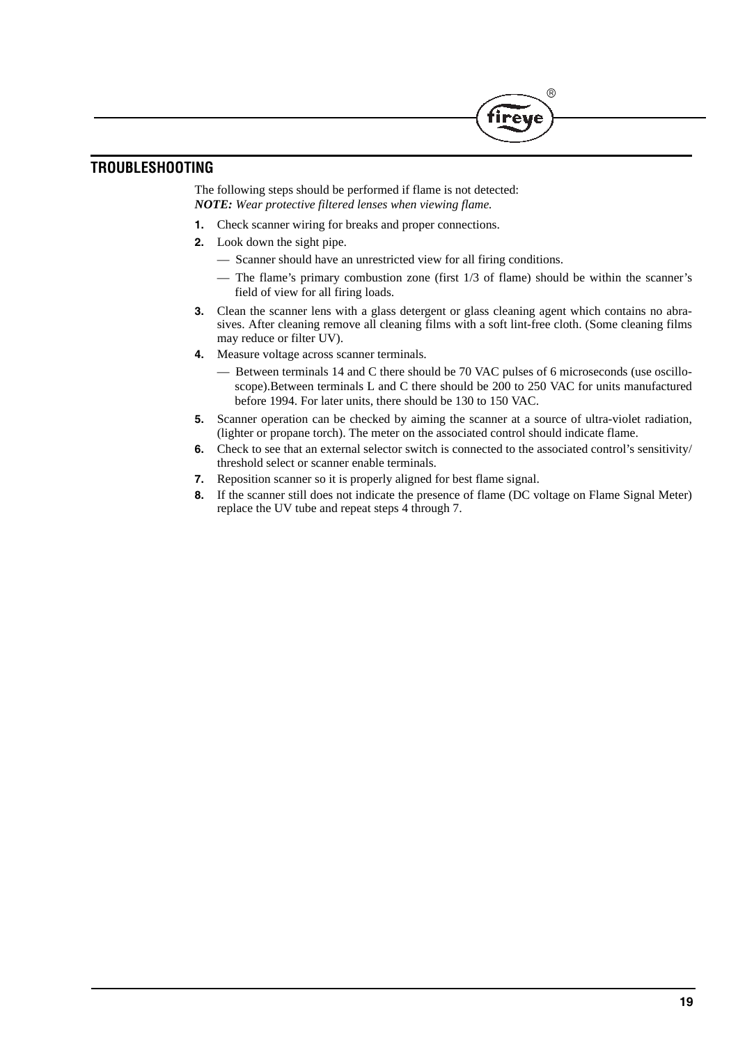## TROUBLESHOOTING

The following steps should be performed if flame is not detected:
***NOTE:*** *Wear protective filtered lenses when viewing flame.*

1. Check scanner wiring for breaks and proper connections.
2. Look down the sight pipe.
   - — Scanner should have an unrestricted view for all firing conditions.
   - — The flame's primary combustion zone (first 1/3 of flame) should be within the scanner's field of view for all firing loads.
3. Clean the scanner lens with a glass detergent or glass cleaning agent which contains no abrasives. After cleaning remove all cleaning films with a soft lint-free cloth. (Some cleaning films may reduce or filter UV).
4. Measure voltage across scanner terminals.
   - — Between terminals 14 and C there should be 70 VAC pulses of 6 microseconds (use oscilloscope).Between terminals L and C there should be 200 to 250 VAC for units manufactured before 1994. For later units, there should be 130 to 150 VAC.
5. Scanner operation can be checked by aiming the scanner at a source of ultra-violet radiation, (lighter or propane torch). The meter on the associated control should indicate flame.
6. Check to see that an external selector switch is connected to the associated control's sensitivity/threshold select or scanner enable terminals.
7. Reposition scanner so it is properly aligned for best flame signal.
8. If the scanner still does not indicate the presence of flame (DC voltage on Flame Signal Meter) replace the UV tube and repeat steps 4 through 7.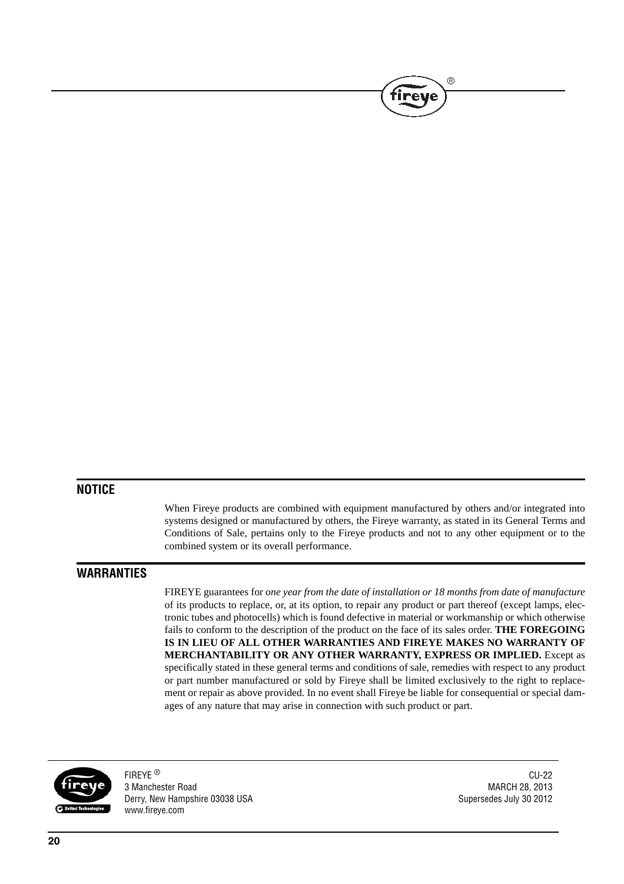## NOTICE

When Fireye products are combined with equipment manufactured by others and/or integrated into systems designed or manufactured by others, the Fireye warranty, as stated in its General Terms and Conditions of Sale, pertains only to the Fireye products and not to any other equipment or to the combined system or its overall performance.

## WARRANTIES

FIREYE guarantees for *one year from the date of installation or 18 months from date of manufacture* of its products to replace, or, at its option, to repair any product or part thereof (except lamps, electronic tubes and photocells) which is found defective in material or workmanship or which otherwise fails to conform to the description of the product on the face of its sales order. **THE FOREGOING IS IN LIEU OF ALL OTHER WARRANTIES AND FIREYE MAKES NO WARRANTY OF MERCHANTABILITY OR ANY OTHER WARRANTY, EXPRESS OR IMPLIED.** Except as specifically stated in these general terms and conditions of sale, remedies with respect to any product or part number manufactured or sold by Fireye shall be limited exclusively to the right to replacement or repair as above provided. In no event shall Fireye be liable for consequential or special damages of any nature that may arise in connection with such product or part.

FIREYE ®
3 Manchester Road
Derry, New Hampshire 03038 USA
www.fireye.com

CU-22
MARCH 28, 2013
Supersedes July 30 2012